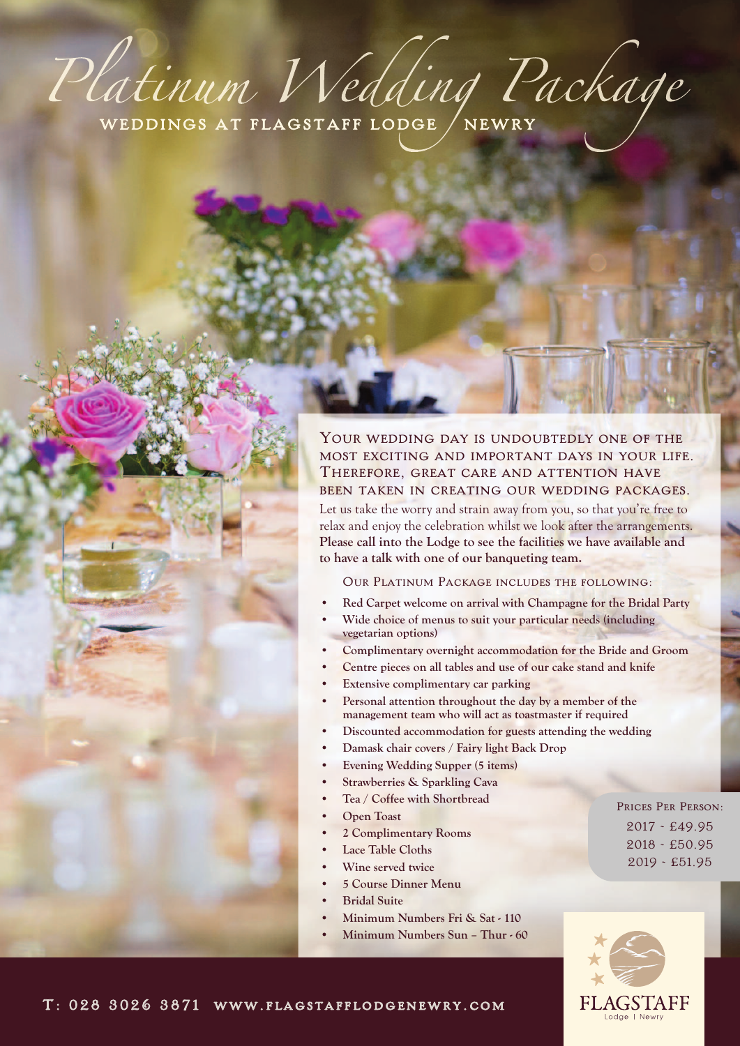# Platinum Wedding Package

## WEDDINGS AT FLAGSTAFF LODGE / NEWRY

### Your wedding day is undoubtedly one of the most exciting and important days in your life. Therefore, great care and attention have been taken in creating our wedding packages.

Let us take the worry and strain away from you, so that you're free to relax and enjoy the celebration whilst we look after the arrangements. **Please call into the Lodge to see the facilities we have available and to have a talk with one of our banqueting team.**

Our Platinum Package includes the following:

- **Red Carpet welcome on arrival with Champagne for the Bridal Party**
- **Wide choice of menus to suit your particular needs (including vegetarian options)**
- **Complimentary overnight accommodation for the Bride and Groom**
- **Centre pieces on all tables and use of our cake stand and knife**
- **Extensive complimentary car parking**
- **Personal attention throughout the day by a member of the management team who will act as toastmaster if required**
- **Discounted accommodation for guests attending the wedding**
- **Damask chair covers / Fairy light Back Drop**
- **Evening Wedding Supper (5 items)**
- **Strawberries & Sparkling Cava**
- **Tea / Coffee with Shortbread**
- **Open Toast**
- **2 Complimentary Rooms**
- **Lace Table Cloths**
- **Wine served twice**
- **5 Course Dinner Menu**
- **Bridal Suite**
- **Minimum Numbers Fri & Sat - 110**
- **Minimum Numbers Sun – Thur - 60**

Prices Per Person:

2017 - £49.95
2018 - £50.95
2019 - £51.95

FLAGSTAFF Lodge | Newry

T: 028 3026 3871 www.flagstafflodgenewry.com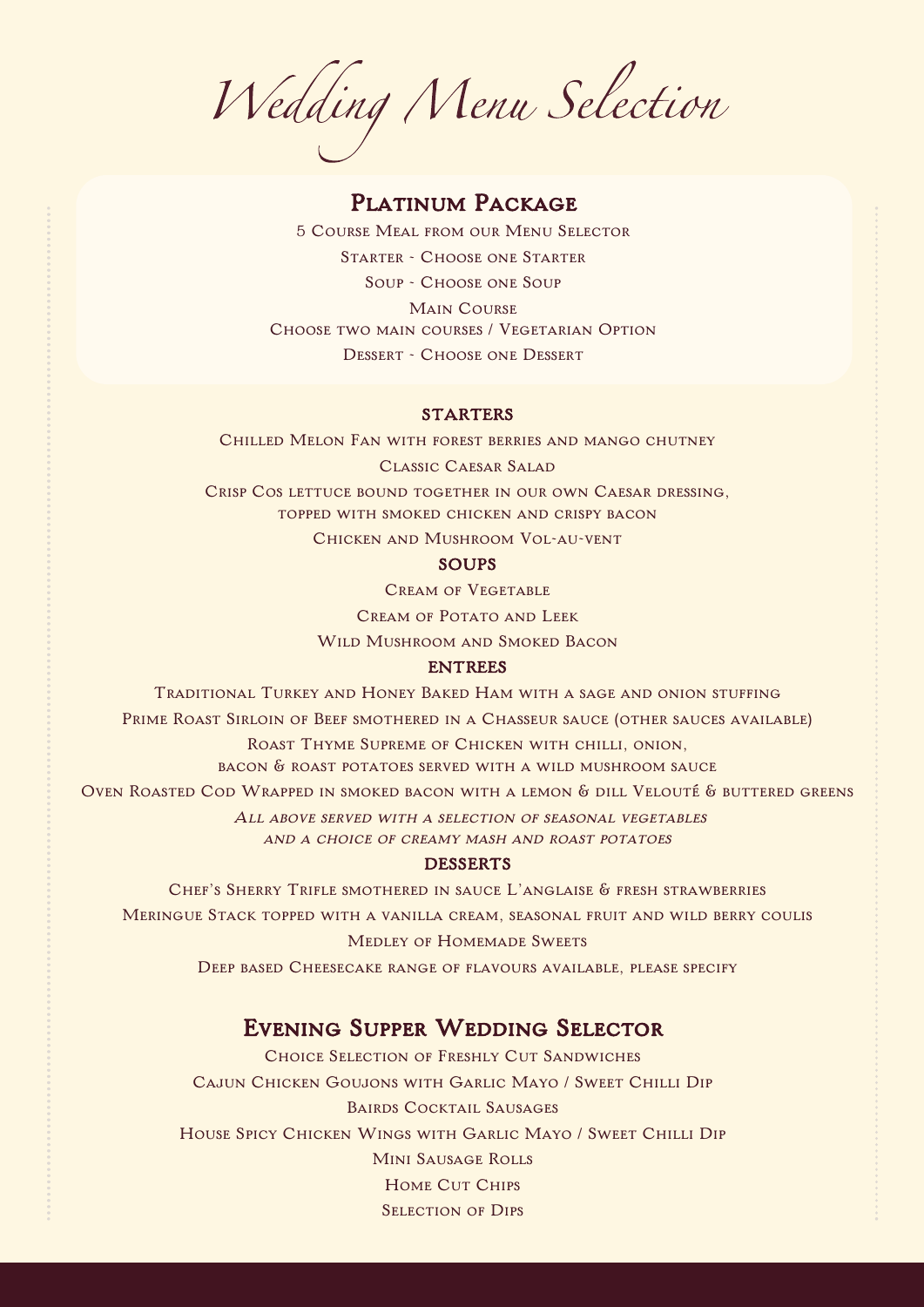# Wedding Menu Selection

## Platinum Package

5 Course Meal from our Menu Selector

Starter - Choose one Starter

Soup - Choose one Soup

Main Course

Choose two main courses / Vegetarian Option

Dessert - Choose one Dessert

### STARTERS

Chilled Melon Fan with forest berries and mango chutney

Classic Caesar Salad

Crisp Cos lettuce bound together in our own Caesar dressing, topped with smoked chicken and crispy bacon

Chicken and Mushroom Vol-au-vent

### SOUPS

Cream of Vegetable

Cream of Potato and Leek

Wild Mushroom and Smoked Bacon

### ENTREES

Traditional Turkey and Honey Baked Ham with a sage and onion stuffing

Prime Roast Sirloin of Beef smothered in a Chasseur sauce (other sauces available)

Roast Thyme Supreme of Chicken with chilli, onion, bacon & roast potatoes served with a wild mushroom sauce

Oven Roasted Cod Wrapped in smoked bacon with a lemon & dill Velouté & buttered greens

*All above served with a selection of seasonal vegetables and a choice of creamy mash and roast potatoes*

### DESSERTS

Chef's Sherry Trifle smothered in sauce L'anglaise & fresh strawberries

Meringue Stack topped with a vanilla cream, seasonal fruit and wild berry coulis

Medley of Homemade Sweets

Deep based Cheesecake range of flavours available, please specify

## Evening Supper Wedding Selector

Choice Selection of Freshly Cut Sandwiches

Cajun Chicken Goujons with Garlic Mayo / Sweet Chilli Dip

Bairds Cocktail Sausages

House Spicy Chicken Wings with Garlic Mayo / Sweet Chilli Dip

Mini Sausage Rolls

Home Cut Chips

Selection of Dips